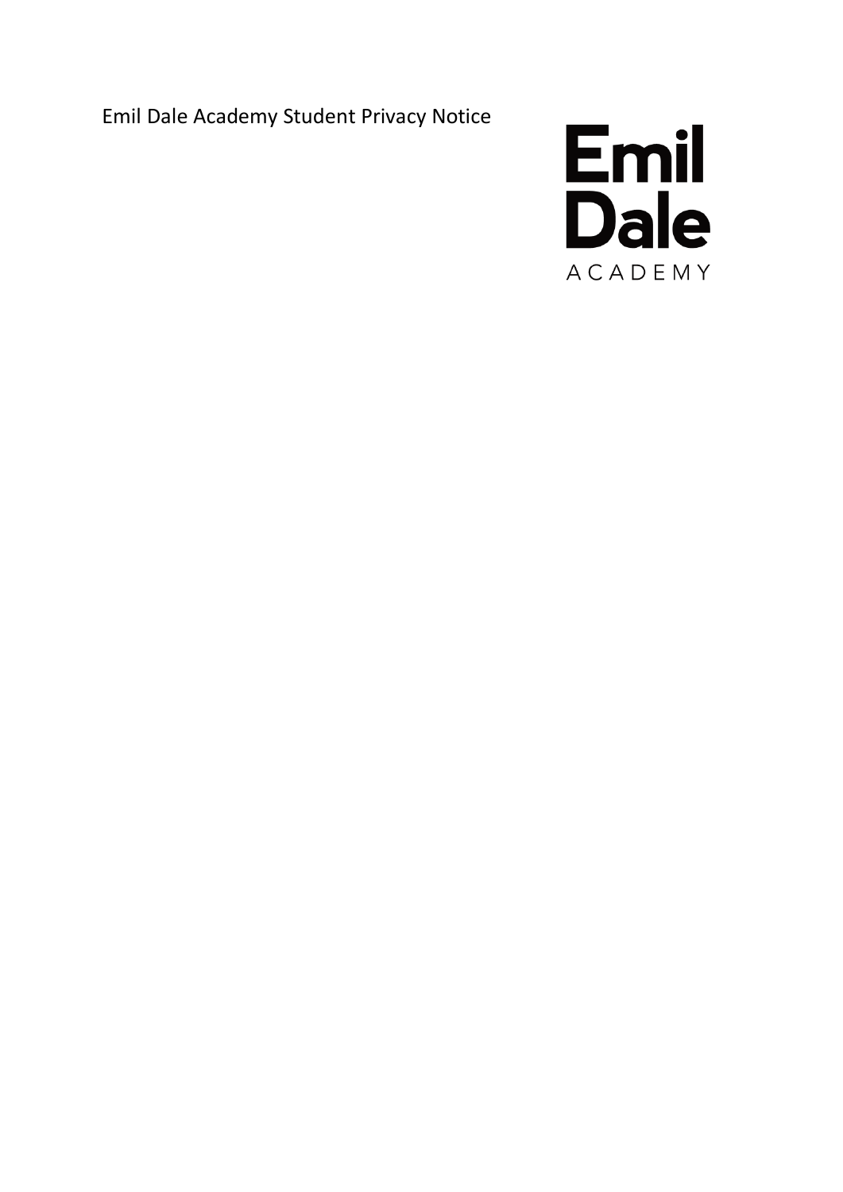# Emil Dale Academy Student Privacy Notice

Emil Dale

ACADEMY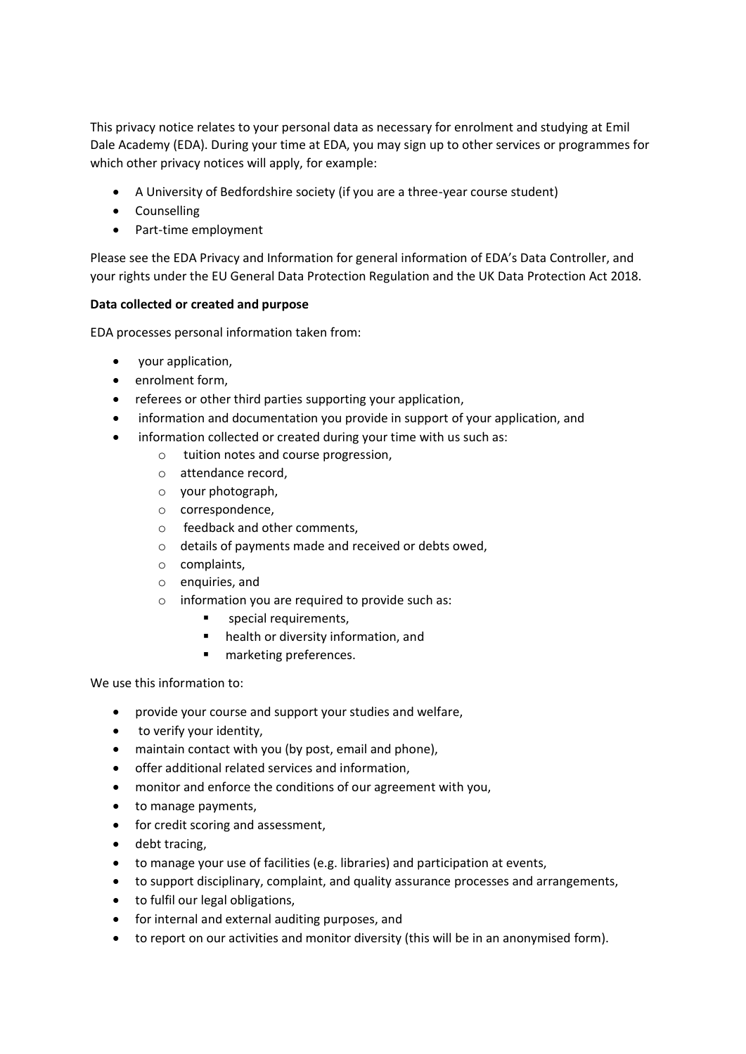This privacy notice relates to your personal data as necessary for enrolment and studying at Emil Dale Academy (EDA). During your time at EDA, you may sign up to other services or programmes for which other privacy notices will apply, for example:

- A University of Bedfordshire society (if you are a three-year course student)
- Counselling
- Part-time employment

Please see the EDA Privacy and Information for general information of EDA's Data Controller, and your rights under the EU General Data Protection Regulation and the UK Data Protection Act 2018.

**Data collected or created and purpose**

EDA processes personal information taken from:

- your application,
- enrolment form,
- referees or other third parties supporting your application,
- information and documentation you provide in support of your application, and
- information collected or created during your time with us such as:
  - tuition notes and course progression,
  - attendance record,
  - your photograph,
  - correspondence,
  - feedback and other comments,
  - details of payments made and received or debts owed,
  - complaints,
  - enquiries, and
  - information you are required to provide such as:
    - special requirements,
    - health or diversity information, and
    - marketing preferences.

We use this information to:

- provide your course and support your studies and welfare,
- to verify your identity,
- maintain contact with you (by post, email and phone),
- offer additional related services and information,
- monitor and enforce the conditions of our agreement with you,
- to manage payments,
- for credit scoring and assessment,
- debt tracing,
- to manage your use of facilities (e.g. libraries) and participation at events,
- to support disciplinary, complaint, and quality assurance processes and arrangements,
- to fulfil our legal obligations,
- for internal and external auditing purposes, and
- to report on our activities and monitor diversity (this will be in an anonymised form).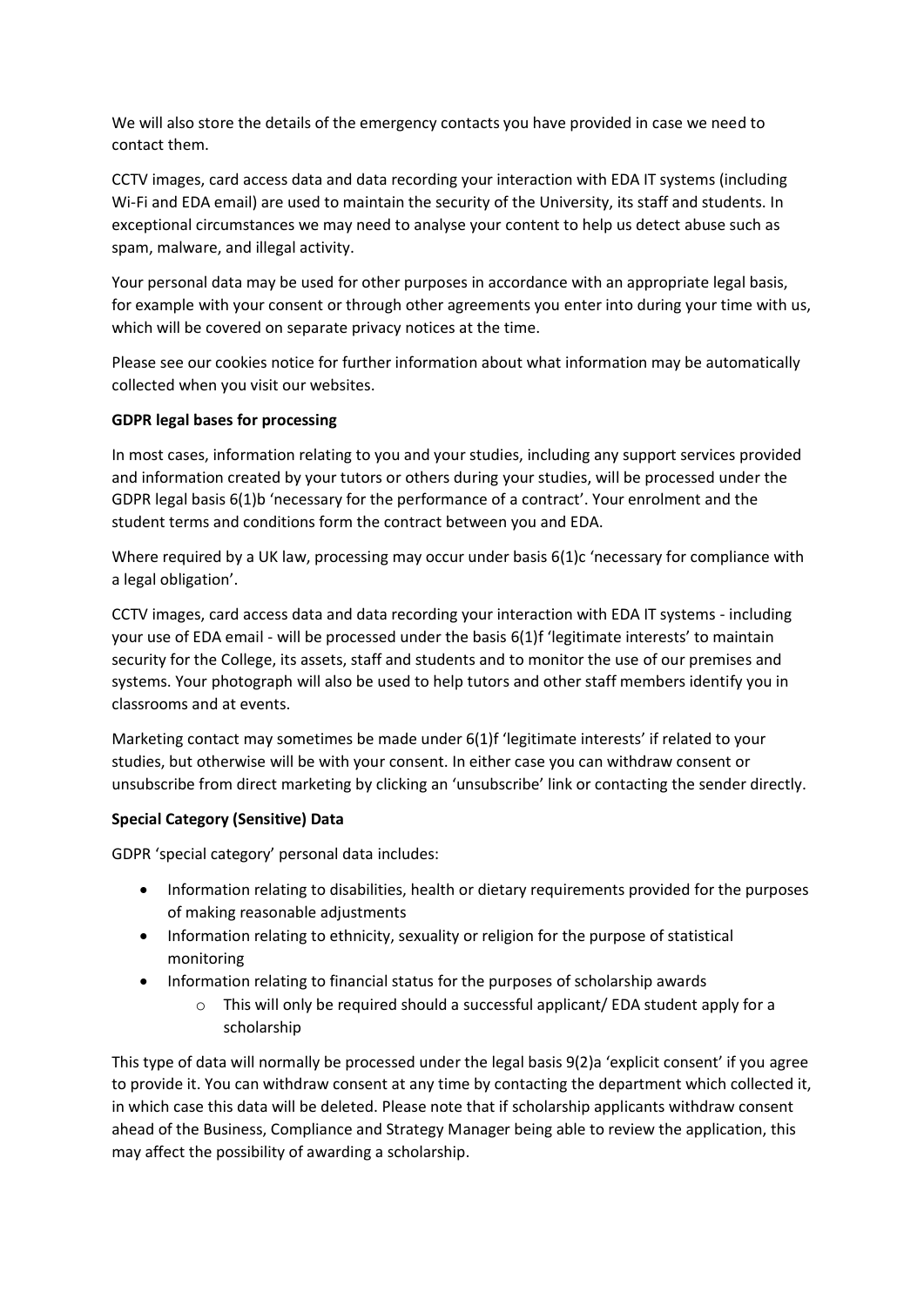We will also store the details of the emergency contacts you have provided in case we need to contact them.

CCTV images, card access data and data recording your interaction with EDA IT systems (including Wi-Fi and EDA email) are used to maintain the security of the University, its staff and students. In exceptional circumstances we may need to analyse your content to help us detect abuse such as spam, malware, and illegal activity.

Your personal data may be used for other purposes in accordance with an appropriate legal basis, for example with your consent or through other agreements you enter into during your time with us, which will be covered on separate privacy notices at the time.

Please see our cookies notice for further information about what information may be automatically collected when you visit our websites.

**GDPR legal bases for processing**

In most cases, information relating to you and your studies, including any support services provided and information created by your tutors or others during your studies, will be processed under the GDPR legal basis 6(1)b 'necessary for the performance of a contract'. Your enrolment and the student terms and conditions form the contract between you and EDA.

Where required by a UK law, processing may occur under basis 6(1)c 'necessary for compliance with a legal obligation'.

CCTV images, card access data and data recording your interaction with EDA IT systems - including your use of EDA email - will be processed under the basis 6(1)f 'legitimate interests' to maintain security for the College, its assets, staff and students and to monitor the use of our premises and systems. Your photograph will also be used to help tutors and other staff members identify you in classrooms and at events.

Marketing contact may sometimes be made under 6(1)f 'legitimate interests' if related to your studies, but otherwise will be with your consent. In either case you can withdraw consent or unsubscribe from direct marketing by clicking an 'unsubscribe' link or contacting the sender directly.

**Special Category (Sensitive) Data**

GDPR 'special category' personal data includes:

- Information relating to disabilities, health or dietary requirements provided for the purposes of making reasonable adjustments
- Information relating to ethnicity, sexuality or religion for the purpose of statistical monitoring
- Information relating to financial status for the purposes of scholarship awards
  - This will only be required should a successful applicant/ EDA student apply for a scholarship

This type of data will normally be processed under the legal basis 9(2)a 'explicit consent' if you agree to provide it. You can withdraw consent at any time by contacting the department which collected it, in which case this data will be deleted. Please note that if scholarship applicants withdraw consent ahead of the Business, Compliance and Strategy Manager being able to review the application, this may affect the possibility of awarding a scholarship.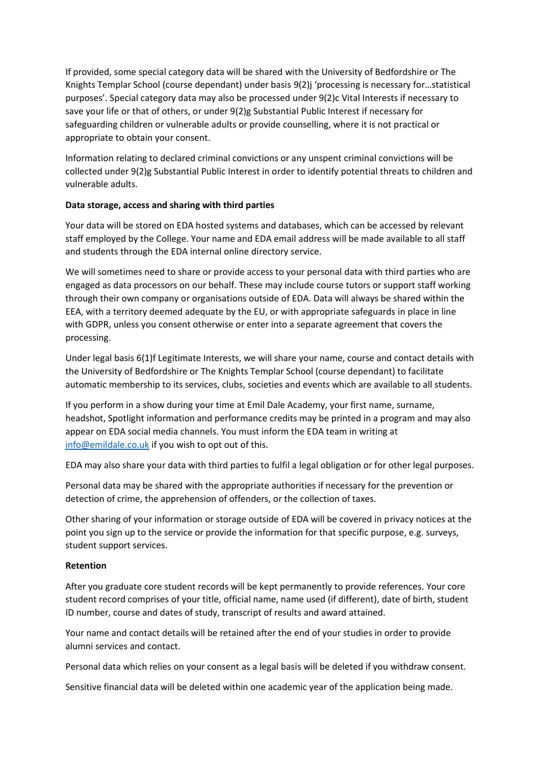If provided, some special category data will be shared with the University of Bedfordshire or The Knights Templar School (course dependant) under basis 9(2)j 'processing is necessary for…statistical purposes'. Special category data may also be processed under 9(2)c Vital Interests if necessary to save your life or that of others, or under 9(2)g Substantial Public Interest if necessary for safeguarding children or vulnerable adults or provide counselling, where it is not practical or appropriate to obtain your consent.

Information relating to declared criminal convictions or any unspent criminal convictions will be collected under 9(2)g Substantial Public Interest in order to identify potential threats to children and vulnerable adults.

**Data storage, access and sharing with third parties**

Your data will be stored on EDA hosted systems and databases, which can be accessed by relevant staff employed by the College. Your name and EDA email address will be made available to all staff and students through the EDA internal online directory service.

We will sometimes need to share or provide access to your personal data with third parties who are engaged as data processors on our behalf. These may include course tutors or support staff working through their own company or organisations outside of EDA. Data will always be shared within the EEA, with a territory deemed adequate by the EU, or with appropriate safeguards in place in line with GDPR, unless you consent otherwise or enter into a separate agreement that covers the processing.

Under legal basis 6(1)f Legitimate Interests, we will share your name, course and contact details with the University of Bedfordshire or The Knights Templar School (course dependant) to facilitate automatic membership to its services, clubs, societies and events which are available to all students.

If you perform in a show during your time at Emil Dale Academy, your first name, surname, headshot, Spotlight information and performance credits may be printed in a program and may also appear on EDA social media channels. You must inform the EDA team in writing at info@emildale.co.uk if you wish to opt out of this.

EDA may also share your data with third parties to fulfil a legal obligation or for other legal purposes.

Personal data may be shared with the appropriate authorities if necessary for the prevention or detection of crime, the apprehension of offenders, or the collection of taxes.

Other sharing of your information or storage outside of EDA will be covered in privacy notices at the point you sign up to the service or provide the information for that specific purpose, e.g. surveys, student support services.

**Retention**

After you graduate core student records will be kept permanently to provide references. Your core student record comprises of your title, official name, name used (if different), date of birth, student ID number, course and dates of study, transcript of results and award attained.

Your name and contact details will be retained after the end of your studies in order to provide alumni services and contact.

Personal data which relies on your consent as a legal basis will be deleted if you withdraw consent.

Sensitive financial data will be deleted within one academic year of the application being made.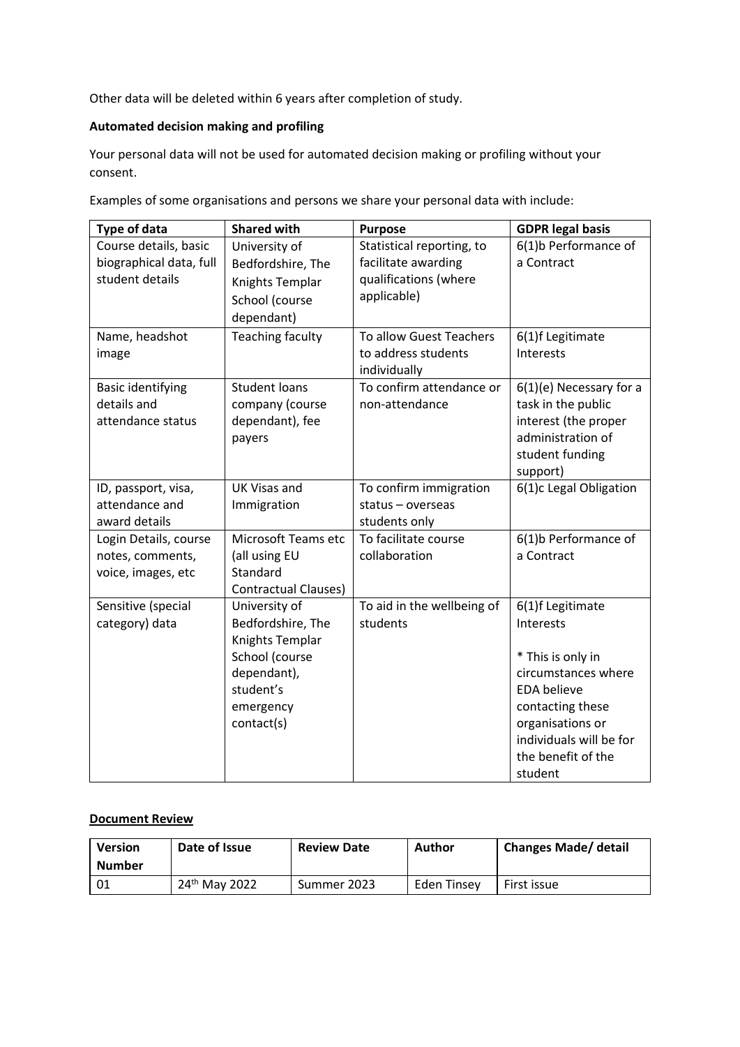Other data will be deleted within 6 years after completion of study.

**Automated decision making and profiling**

Your personal data will not be used for automated decision making or profiling without your consent.

Examples of some organisations and persons we share your personal data with include:

| Type of data | Shared with | Purpose | GDPR legal basis |
|---|---|---|---|
| Course details, basic biographical data, full student details | University of Bedfordshire, The Knights Templar School (course dependant) | Statistical reporting, to facilitate awarding qualifications (where applicable) | 6(1)b Performance of a Contract |
| Name, headshot image | Teaching faculty | To allow Guest Teachers to address students individually | 6(1)f Legitimate Interests |
| Basic identifying details and attendance status | Student loans company (course dependant), fee payers | To confirm attendance or non-attendance | 6(1)(e) Necessary for a task in the public interest (the proper administration of student funding support) |
| ID, passport, visa, attendance and award details | UK Visas and Immigration | To confirm immigration status – overseas students only | 6(1)c Legal Obligation |
| Login Details, course notes, comments, voice, images, etc | Microsoft Teams etc (all using EU Standard Contractual Clauses) | To facilitate course collaboration | 6(1)b Performance of a Contract |
| Sensitive (special category) data | University of Bedfordshire, The Knights Templar School (course dependant), student's emergency contact(s) | To aid in the wellbeing of students | 6(1)f Legitimate Interests<br><br>* This is only in circumstances where EDA believe contacting these organisations or individuals will be for the benefit of the student |

**Document Review**

| Version Number | Date of Issue | Review Date | Author | Changes Made/ detail |
|---|---|---|---|---|
| 01 | 24th May 2022 | Summer 2023 | Eden Tinsey | First issue |